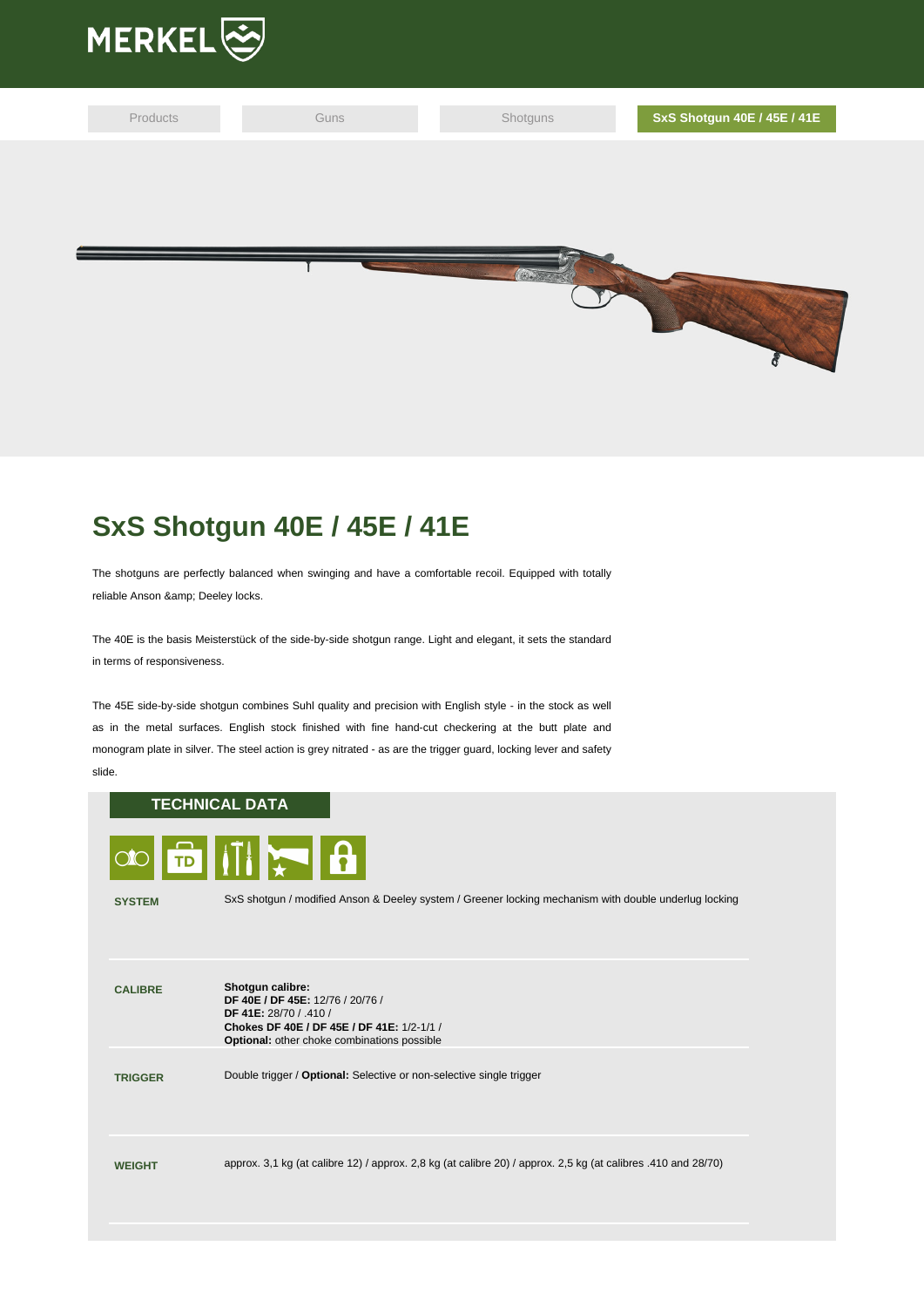MERKEL

Products | Guns | Shotguns | SxS Shotgun 40E / 45E / 41E

# SxS Shotgun 40E / 45E / 41E

The shotguns are perfectly balanced when swinging and have a comfortable recoil. Equipped with totally reliable Anson &amp; Deeley locks.

The 40E is the basis Meisterstück of the side-by-side shotgun range. Light and elegant, it sets the standard in terms of responsiveness.

The 45E side-by-side shotgun combines Suhl quality and precision with English style - in the stock as well as in the metal surfaces. English stock finished with fine hand-cut checkering at the butt plate and monogram plate in silver. The steel action is grey nitrated - as are the trigger guard, locking lever and safety slide.

## TECHNICAL DATA

| | |
|---|---|
| **SYSTEM** | SxS shotgun / modified Anson & Deeley system / Greener locking mechanism with double underlug locking |
| **CALIBRE** | **Shotgun calibre:**<br>**DF 40E / DF 45E:** 12/76 / 20/76 /<br>**DF 41E:** 28/70 / .410 /<br>**Chokes DF 40E / DF 45E / DF 41E:** 1/2-1/1 /<br>**Optional:** other choke combinations possible |
| **TRIGGER** | Double trigger / **Optional:** Selective or non-selective single trigger |
| **WEIGHT** | approx. 3,1 kg (at calibre 12) / approx. 2,8 kg (at calibre 20) / approx. 2,5 kg (at calibres .410 and 28/70) |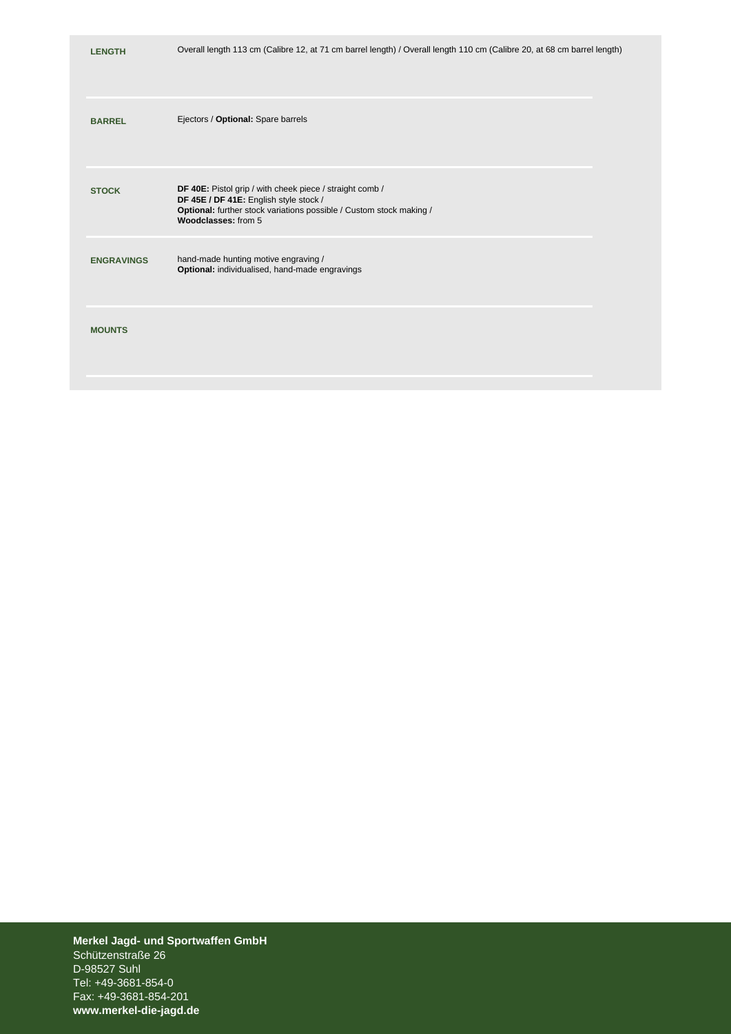| | |
|---|---|
| **LENGTH** | Overall length 113 cm (Calibre 12, at 71 cm barrel length) / Overall length 110 cm (Calibre 20, at 68 cm barrel length) |
| **BARREL** | Ejectors / **Optional:** Spare barrels |
| **STOCK** | **DF 40E:** Pistol grip / with cheek piece / straight comb / **DF 45E / DF 41E:** English style stock / **Optional:** further stock variations possible / Custom stock making / **Woodclasses:** from 5 |
| **ENGRAVINGS** | hand-made hunting motive engraving / **Optional:** individualised, hand-made engravings |
| **MOUNTS** | |

**Merkel Jagd- und Sportwaffen GmbH**
Schützenstraße 26
D-98527 Suhl
Tel: +49-3681-854-0
Fax: +49-3681-854-201
**www.merkel-die-jagd.de**